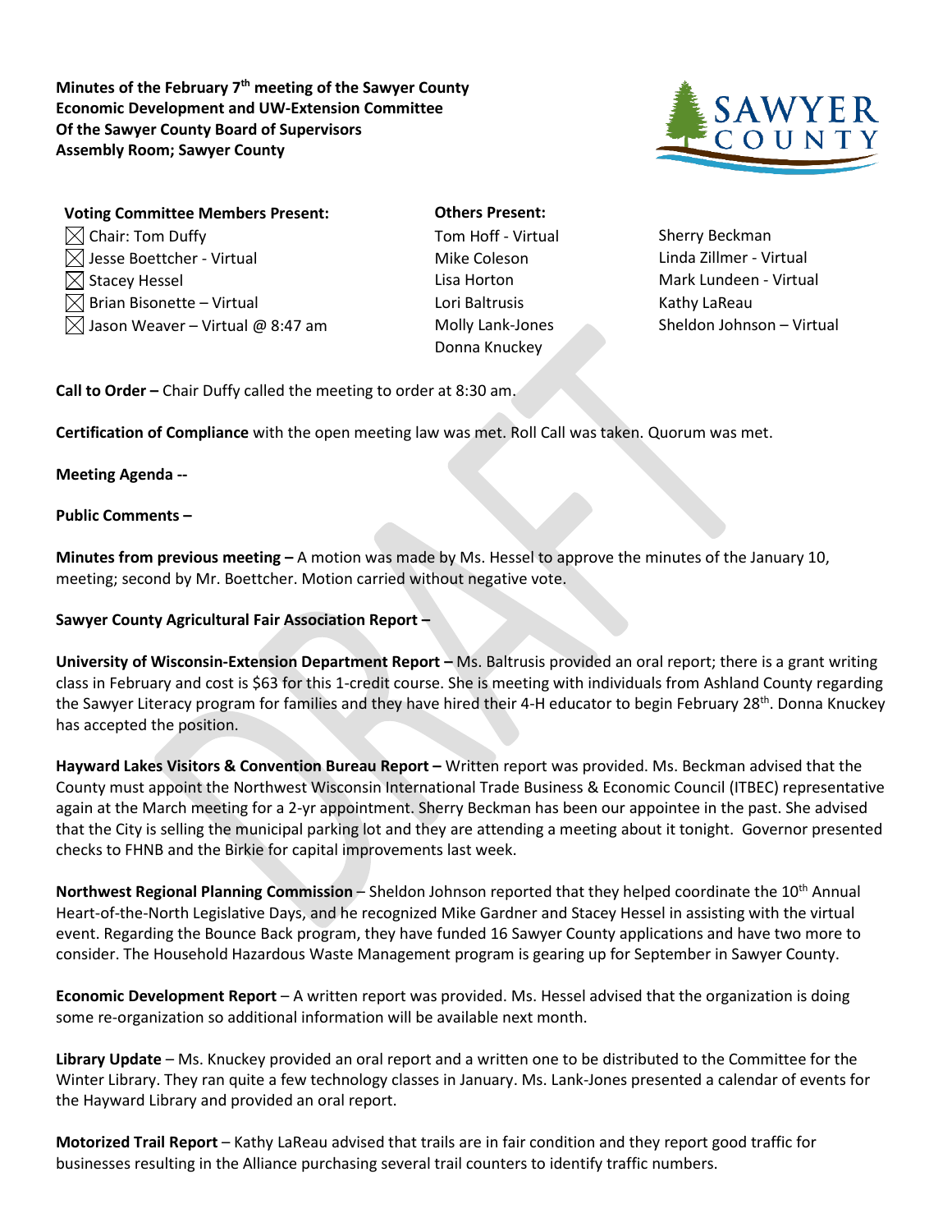**Minutes of the February 7th meeting of the Sawyer County Economic Development and UW-Extension Committee Of the Sawyer County Board of Supervisors Assembly Room; Sawyer County**

**Voting Committee Members Present:**

- ☒ Chair: Tom Duffy
- ☒ Jesse Boettcher - Virtual
- ☒ Stacey Hessel
- ☒ Brian Bisonette – Virtual
- ☒ Jason Weaver – Virtual @ 8:47 am

**Others Present:**

- Tom Hoff - Virtual
- Mike Coleson
- Lisa Horton
- Lori Baltrusis
- Molly Lank-Jones
- Donna Knuckey
- Sherry Beckman
- Linda Zillmer - Virtual
- Mark Lundeen - Virtual
- Kathy LaReau
- Sheldon Johnson – Virtual

**Call to Order –** Chair Duffy called the meeting to order at 8:30 am.

**Certification of Compliance** with the open meeting law was met. Roll Call was taken. Quorum was met.

**Meeting Agenda --**

**Public Comments –**

**Minutes from previous meeting –** A motion was made by Ms. Hessel to approve the minutes of the January 10, meeting; second by Mr. Boettcher. Motion carried without negative vote.

**Sawyer County Agricultural Fair Association Report –**

**University of Wisconsin-Extension Department Report –** Ms. Baltrusis provided an oral report; there is a grant writing class in February and cost is $63 for this 1-credit course. She is meeting with individuals from Ashland County regarding the Sawyer Literacy program for families and they have hired their 4-H educator to begin February 28th. Donna Knuckey has accepted the position.

**Hayward Lakes Visitors & Convention Bureau Report –** Written report was provided. Ms. Beckman advised that the County must appoint the Northwest Wisconsin International Trade Business & Economic Council (ITBEC) representative again at the March meeting for a 2-yr appointment. Sherry Beckman has been our appointee in the past. She advised that the City is selling the municipal parking lot and they are attending a meeting about it tonight. Governor presented checks to FHNB and the Birkie for capital improvements last week.

**Northwest Regional Planning Commission** – Sheldon Johnson reported that they helped coordinate the 10th Annual Heart-of-the-North Legislative Days, and he recognized Mike Gardner and Stacey Hessel in assisting with the virtual event. Regarding the Bounce Back program, they have funded 16 Sawyer County applications and have two more to consider. The Household Hazardous Waste Management program is gearing up for September in Sawyer County.

**Economic Development Report** – A written report was provided. Ms. Hessel advised that the organization is doing some re-organization so additional information will be available next month.

**Library Update** – Ms. Knuckey provided an oral report and a written one to be distributed to the Committee for the Winter Library. They ran quite a few technology classes in January. Ms. Lank-Jones presented a calendar of events for the Hayward Library and provided an oral report.

**Motorized Trail Report** – Kathy LaReau advised that trails are in fair condition and they report good traffic for businesses resulting in the Alliance purchasing several trail counters to identify traffic numbers.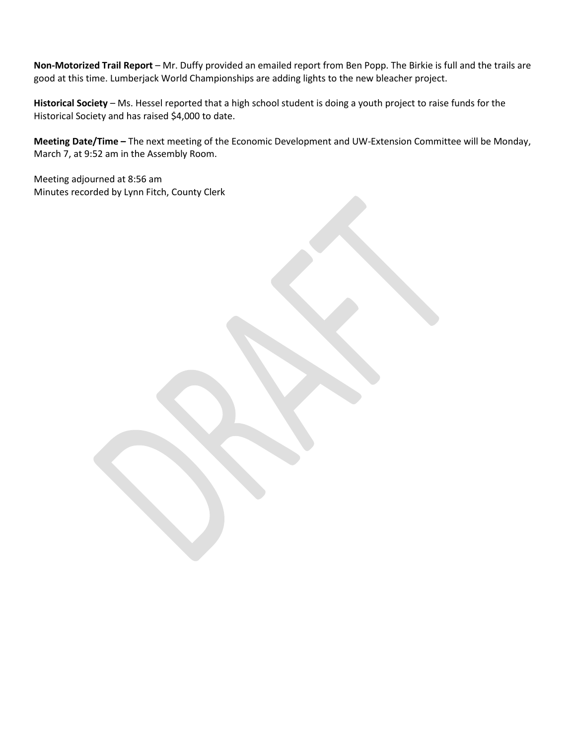**Non-Motorized Trail Report** – Mr. Duffy provided an emailed report from Ben Popp. The Birkie is full and the trails are good at this time. Lumberjack World Championships are adding lights to the new bleacher project.

**Historical Society** – Ms. Hessel reported that a high school student is doing a youth project to raise funds for the Historical Society and has raised $4,000 to date.

**Meeting Date/Time –** The next meeting of the Economic Development and UW-Extension Committee will be Monday, March 7, at 9:52 am in the Assembly Room.

Meeting adjourned at 8:56 am
Minutes recorded by Lynn Fitch, County Clerk